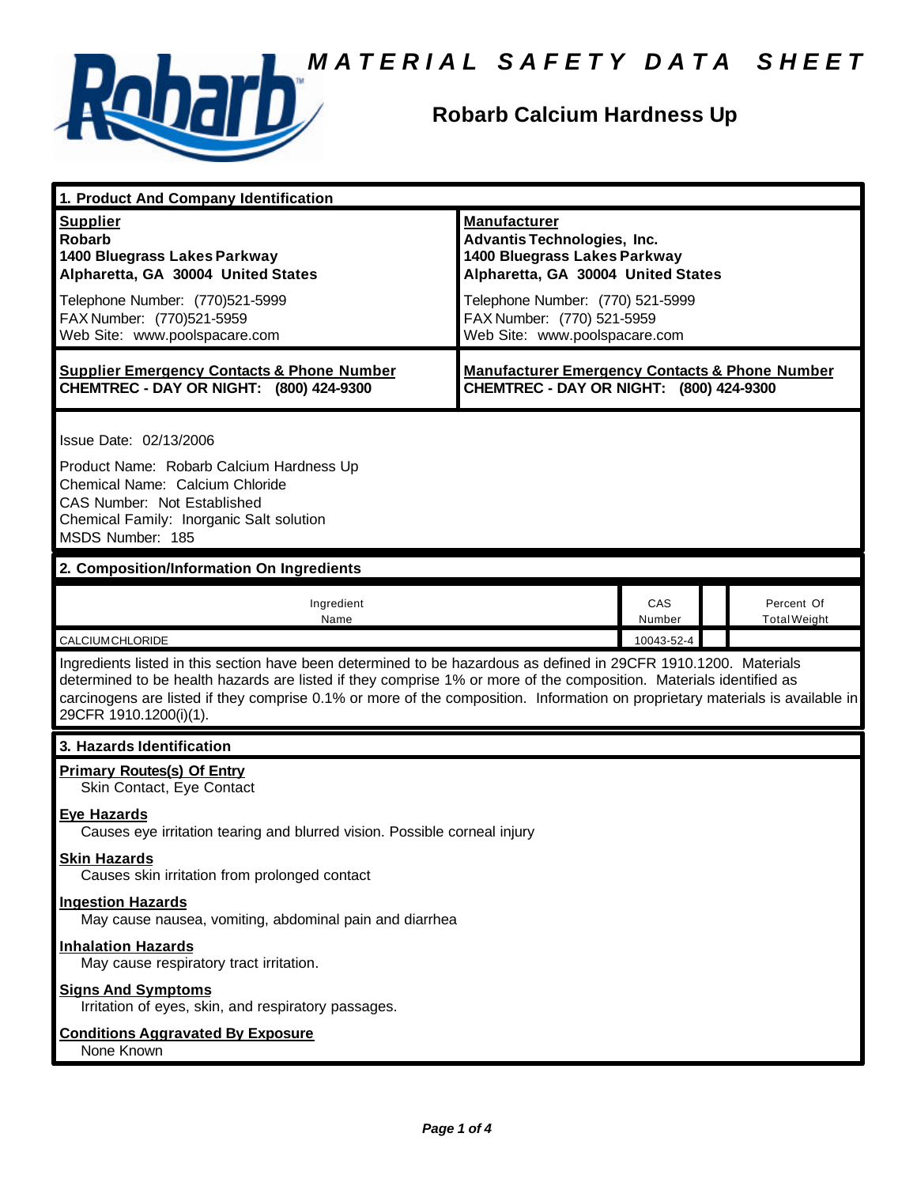# MATERIAL SAFETY DATA SHEET

## Robarb Calcium Hardness Up

### 1. Product And Company Identification

**Supplier**
**Robarb**
**1400 Bluegrass Lakes Parkway**
**Alpharetta, GA 30004 United States**

Telephone Number: (770)521-5999
FAX Number: (770)521-5959
Web Site: www.poolspacare.com

**Manufacturer**
**Advantis Technologies, Inc.**
**1400 Bluegrass Lakes Parkway**
**Alpharetta, GA 30004 United States**

Telephone Number: (770) 521-5999
FAX Number: (770) 521-5959
Web Site: www.poolspacare.com

**Supplier Emergency Contacts & Phone Number**
**CHEMTREC - DAY OR NIGHT: (800) 424-9300**

**Manufacturer Emergency Contacts & Phone Number**
**CHEMTREC - DAY OR NIGHT: (800) 424-9300**

Issue Date: 02/13/2006

Product Name: Robarb Calcium Hardness Up
Chemical Name: Calcium Chloride
CAS Number: Not Established
Chemical Family: Inorganic Salt solution
MSDS Number: 185

### 2. Composition/Information On Ingredients

| Ingredient Name | CAS Number | | Percent Of Total Weight |
|---|---|---|---|
| CALCIUM CHLORIDE | 10043-52-4 | | |

Ingredients listed in this section have been determined to be hazardous as defined in 29CFR 1910.1200. Materials determined to be health hazards are listed if they comprise 1% or more of the composition. Materials identified as carcinogens are listed if they comprise 0.1% or more of the composition. Information on proprietary materials is available in 29CFR 1910.1200(i)(1).

### 3. Hazards Identification

**Primary Routes(s) Of Entry**
Skin Contact, Eye Contact

**Eye Hazards**
Causes eye irritation tearing and blurred vision. Possible corneal injury

**Skin Hazards**
Causes skin irritation from prolonged contact

**Ingestion Hazards**
May cause nausea, vomiting, abdominal pain and diarrhea

**Inhalation Hazards**
May cause respiratory tract irritation.

**Signs And Symptoms**
Irritation of eyes, skin, and respiratory passages.

**Conditions Aggravated By Exposure**
None Known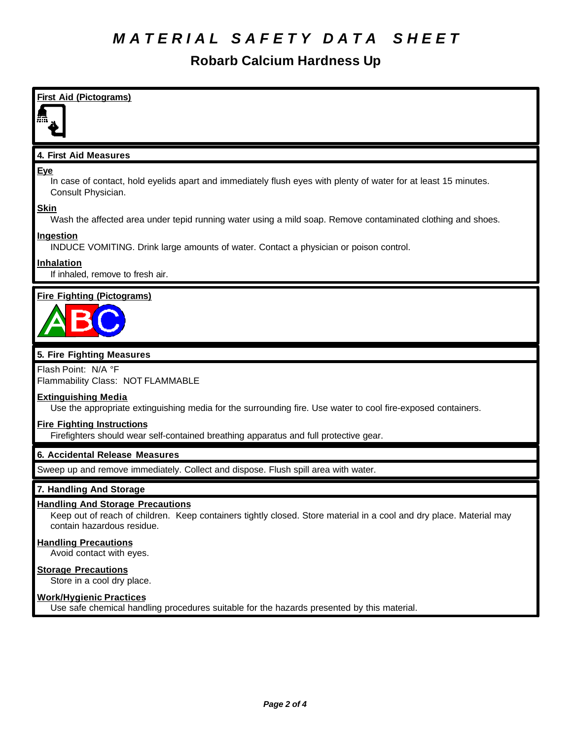# MATERIAL SAFETY DATA SHEET

## Robarb Calcium Hardness Up

**First Aid (Pictograms)**

### 4. First Aid Measures

**Eye**

In case of contact, hold eyelids apart and immediately flush eyes with plenty of water for at least 15 minutes. Consult Physician.

**Skin**

Wash the affected area under tepid running water using a mild soap. Remove contaminated clothing and shoes.

**Ingestion**

INDUCE VOMITING. Drink large amounts of water. Contact a physician or poison control.

**Inhalation**

If inhaled, remove to fresh air.

**Fire Fighting (Pictograms)**

### 5. Fire Fighting Measures

Flash Point: N/A °F
Flammability Class: NOT FLAMMABLE

**Extinguishing Media**

Use the appropriate extinguishing media for the surrounding fire. Use water to cool fire-exposed containers.

**Fire Fighting Instructions**

Firefighters should wear self-contained breathing apparatus and full protective gear.

### 6. Accidental Release Measures

Sweep up and remove immediately. Collect and dispose. Flush spill area with water.

### 7. Handling And Storage

**Handling And Storage Precautions**

Keep out of reach of children. Keep containers tightly closed. Store material in a cool and dry place. Material may contain hazardous residue.

**Handling Precautions**

Avoid contact with eyes.

**Storage Precautions**

Store in a cool dry place.

**Work/Hygienic Practices**

Use safe chemical handling procedures suitable for the hazards presented by this material.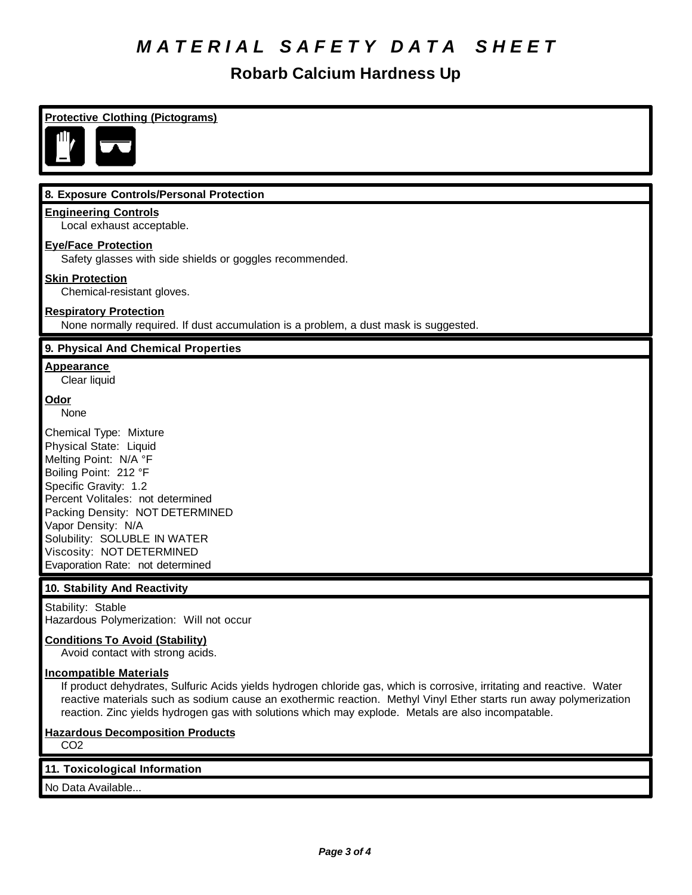# *MATERIAL SAFETY DATA SHEET*

## Robarb Calcium Hardness Up

### Protective Clothing (Pictograms)

### 8. Exposure Controls/Personal Protection

**Engineering Controls**
Local exhaust acceptable.

**Eye/Face Protection**
Safety glasses with side shields or goggles recommended.

**Skin Protection**
Chemical-resistant gloves.

**Respiratory Protection**
None normally required. If dust accumulation is a problem, a dust mask is suggested.

### 9. Physical And Chemical Properties

**Appearance**
Clear liquid

**Odor**
None

Chemical Type: Mixture
Physical State: Liquid
Melting Point: N/A °F
Boiling Point: 212 °F
Specific Gravity: 1.2
Percent Volitales: not determined
Packing Density: NOT DETERMINED
Vapor Density: N/A
Solubility: SOLUBLE IN WATER
Viscosity: NOT DETERMINED
Evaporation Rate: not determined

### 10. Stability And Reactivity

Stability: Stable
Hazardous Polymerization: Will not occur

**Conditions To Avoid (Stability)**
Avoid contact with strong acids.

**Incompatible Materials**
If product dehydrates, Sulfuric Acids yields hydrogen chloride gas, which is corrosive, irritating and reactive. Water reactive materials such as sodium cause an exothermic reaction. Methyl Vinyl Ether starts run away polymerization reaction. Zinc yields hydrogen gas with solutions which may explode. Metals are also incompatable.

**Hazardous Decomposition Products**
$CO_2$

### 11. Toxicological Information

No Data Available...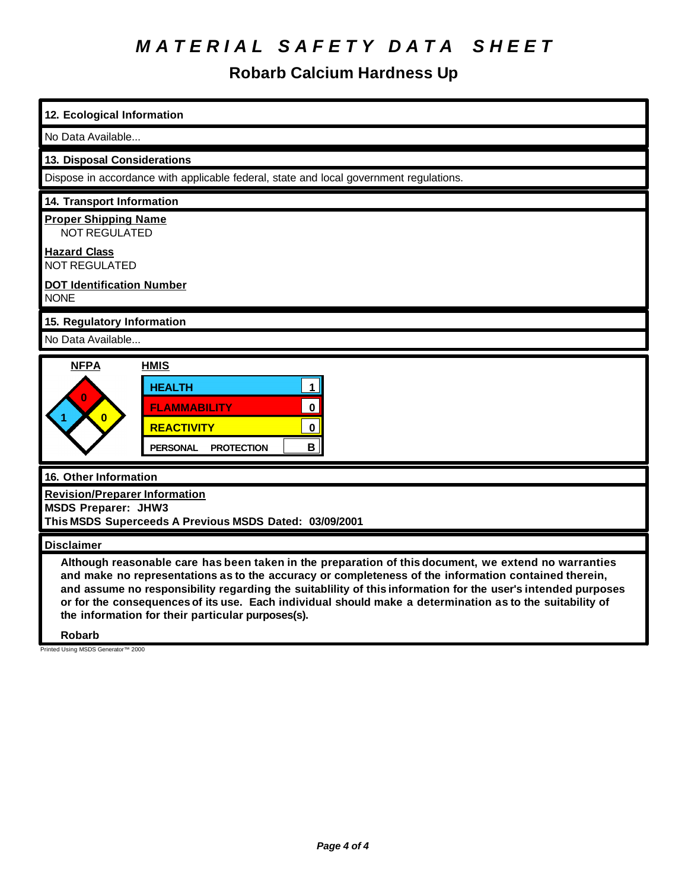# MATERIAL SAFETY DATA SHEET

## Robarb Calcium Hardness Up

### 12. Ecological Information

No Data Available...

### 13. Disposal Considerations

Dispose in accordance with applicable federal, state and local government regulations.

### 14. Transport Information

**Proper Shipping Name**
NOT REGULATED

**Hazard Class**
NOT REGULATED

**DOT Identification Number**
NONE

### 15. Regulatory Information

No Data Available...

**NFPA**

0
1 0

**HMIS**

| | |
|---|---|
| HEALTH | 1 |
| FLAMMABILITY | 0 |
| REACTIVITY | 0 |
| PERSONAL PROTECTION | B |

### 16. Other Information

**Revision/Preparer Information**

**MSDS Preparer: JHW3**

**This MSDS Superceeds A Previous MSDS Dated: 03/09/2001**

### Disclaimer

**Although reasonable care has been taken in the preparation of this document, we extend no warranties and make no representations as to the accuracy or completeness of the information contained therein, and assume no responsibility regarding the suitablility of this information for the user's intended purposes or for the consequences of its use. Each individual should make a determination as to the suitability of the information for their particular purposes(s).**

**Robarb**

Printed Using MSDS Generator™ 2000